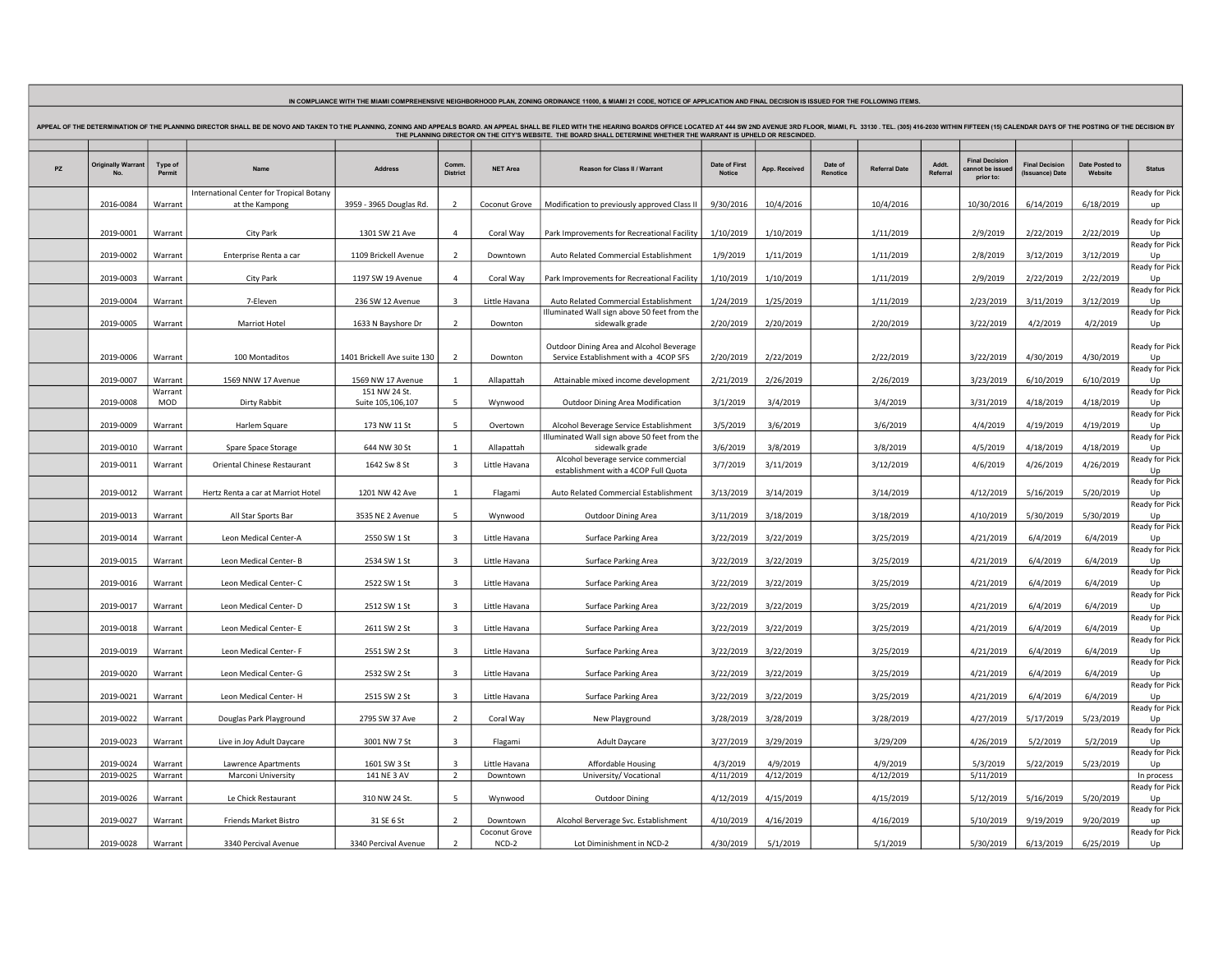IN COMPLIANCE WITH THE MIAMI COMPREHENSIVE NEIGHBORHOOD PLAN, ZONING ORDINANCE 11000, & MIAMI 21 CODE, NOTICE OF APPLICATION AND FINAL DECISION IS ISSUED FOR THE FOLLOWING ITEMS.

APPEAL OF THE DETERMINATION OF THE PLANNING DIRECTOR SHALL BE DE NOVO AND TAKEN TO THE PLANNING, ZONING AND APPEALS BOARD. AN APPEAL SHALL BE FILED WITH THE HEARING BOARDS OFFICE LOCATED AT 444 SW 2ND AVENUE 3RD FLOOR, MIAMI, FL 33130 . TEL. (305) 416-2030 WITHIN FIFTEEN (15) CALENDAR DAYS OF THE POSTING OF THE DECISION BY THE PLANNING DIRECTOR ON THE CITY'S WEBSITE. THE BOARD SHALL DETERMINE WHETHER THE WARRANT IS UPHELD OR RESCINDED.

| PZ | Originally Warrant No. | Type of Permit | Name | Address | Comm. District | NET Area | Reason for Class II / Warrant | Date of First Notice | App. Received | Date of Renotice | Referral Date | Addt. Referral | Final Decision cannot be issued prior to: | Final Decision (Issuance) Date | Date Posted to Website | Status |
|---|---|---|---|---|---|---|---|---|---|---|---|---|---|---|---|---|
| | 2016-0084 | Warrant | International Center for Tropical Botany at the Kampong | 3959 - 3965 Douglas Rd. | 2 | Coconut Grove | Modification to previously approved Class II | 9/30/2016 | 10/4/2016 | | 10/4/2016 | | 10/30/2016 | 6/14/2019 | 6/18/2019 | Ready for Pick up |
| | 2019-0001 | Warrant | City Park | 1301 SW 21 Ave | 4 | Coral Way | Park Improvements for Recreational Facility | 1/10/2019 | 1/10/2019 | | 1/11/2019 | | 2/9/2019 | 2/22/2019 | 2/22/2019 | Ready for Pick Up |
| | 2019-0002 | Warrant | Enterprise Renta a car | 1109 Brickell Avenue | 2 | Downtown | Auto Related Commercial Establishment | 1/9/2019 | 1/11/2019 | | 1/11/2019 | | 2/8/2019 | 3/12/2019 | 3/12/2019 | Ready for Pick Up |
| | 2019-0003 | Warrant | City Park | 1197 SW 19 Avenue | 4 | Coral Way | Park Improvements for Recreational Facility | 1/10/2019 | 1/10/2019 | | 1/11/2019 | | 2/9/2019 | 2/22/2019 | 2/22/2019 | Ready for Pick Up |
| | 2019-0004 | Warrant | 7-Eleven | 236 SW 12 Avenue | 3 | Little Havana | Auto Related Commercial Establishment | 1/24/2019 | 1/25/2019 | | 1/11/2019 | | 2/23/2019 | 3/11/2019 | 3/12/2019 | Ready for Pick Up |
| | 2019-0005 | Warrant | Marriot Hotel | 1633 N Bayshore Dr | 2 | Downton | Illuminated Wall sign above 50 feet from the sidewalk grade | 2/20/2019 | 2/20/2019 | | 2/20/2019 | | 3/22/2019 | 4/2/2019 | 4/2/2019 | Ready for Pick Up |
| | 2019-0006 | Warrant | 100 Montaditos | 1401 Brickell Ave suite 130 | 2 | Downton | Outdoor Dining Area and Alcohol Beverage Service Establishment with a 4COP SFS | 2/20/2019 | 2/22/2019 | | 2/22/2019 | | 3/22/2019 | 4/30/2019 | 4/30/2019 | Ready for Pick Up |
| | 2019-0007 | Warrant | 1569 NNW 17 Avenue | 1569 NW 17 Avenue | 1 | Allapattah | Attainable mixed income development | 2/21/2019 | 2/26/2019 | | 2/26/2019 | | 3/23/2019 | 6/10/2019 | 6/10/2019 | Ready for Pick Up |
| | 2019-0008 | Warrant MOD | Dirty Rabbit | 151 NW 24 St. Suite 105,106,107 | 5 | Wynwood | Outdoor Dining Area Modification | 3/1/2019 | 3/4/2019 | | 3/4/2019 | | 3/31/2019 | 4/18/2019 | 4/18/2019 | Ready for Pick Up |
| | 2019-0009 | Warrant | Harlem Square | 173 NW 11 St | 5 | Overtown | Alcohol Beverage Service Establishment | 3/5/2019 | 3/6/2019 | | 3/6/2019 | | 4/4/2019 | 4/19/2019 | 4/19/2019 | Ready for Pick Up |
| | 2019-0010 | Warrant | Spare Space Storage | 644 NW 30 St | 1 | Allapattah | Illuminated Wall sign above 50 feet from the sidewalk grade | 3/6/2019 | 3/8/2019 | | 3/8/2019 | | 4/5/2019 | 4/18/2019 | 4/18/2019 | Ready for Pick Up |
| | 2019-0011 | Warrant | Oriental Chinese Restaurant | 1642 Sw 8 St | 3 | Little Havana | Alcohol beverage service commercial establishment with a 4COP Full Quota | 3/7/2019 | 3/11/2019 | | 3/12/2019 | | 4/6/2019 | 4/26/2019 | 4/26/2019 | Ready for Pick Up |
| | 2019-0012 | Warrant | Hertz Renta a car at Marriot Hotel | 1201 NW 42 Ave | 1 | Flagami | Auto Related Commercial Establishment | 3/13/2019 | 3/14/2019 | | 3/14/2019 | | 4/12/2019 | 5/16/2019 | 5/20/2019 | Ready for Pick Up |
| | 2019-0013 | Warrant | All Star Sports Bar | 3535 NE 2 Avenue | 5 | Wynwood | Outdoor Dining Area | 3/11/2019 | 3/18/2019 | | 3/18/2019 | | 4/10/2019 | 5/30/2019 | 5/30/2019 | Ready for Pick Up |
| | 2019-0014 | Warrant | Leon Medical Center-A | 2550 SW 1 St | 3 | Little Havana | Surface Parking Area | 3/22/2019 | 3/22/2019 | | 3/25/2019 | | 4/21/2019 | 6/4/2019 | 6/4/2019 | Ready for Pick Up |
| | 2019-0015 | Warrant | Leon Medical Center- B | 2534 SW 1 St | 3 | Little Havana | Surface Parking Area | 3/22/2019 | 3/22/2019 | | 3/25/2019 | | 4/21/2019 | 6/4/2019 | 6/4/2019 | Ready for Pick Up |
| | 2019-0016 | Warrant | Leon Medical Center- C | 2522 SW 1 St | 3 | Little Havana | Surface Parking Area | 3/22/2019 | 3/22/2019 | | 3/25/2019 | | 4/21/2019 | 6/4/2019 | 6/4/2019 | Ready for Pick Up |
| | 2019-0017 | Warrant | Leon Medical Center- D | 2512 SW 1 St | 3 | Little Havana | Surface Parking Area | 3/22/2019 | 3/22/2019 | | 3/25/2019 | | 4/21/2019 | 6/4/2019 | 6/4/2019 | Ready for Pick Up |
| | 2019-0018 | Warrant | Leon Medical Center- E | 2611 SW 2 St | 3 | Little Havana | Surface Parking Area | 3/22/2019 | 3/22/2019 | | 3/25/2019 | | 4/21/2019 | 6/4/2019 | 6/4/2019 | Ready for Pick Up |
| | 2019-0019 | Warrant | Leon Medical Center- F | 2551 SW 2 St | 3 | Little Havana | Surface Parking Area | 3/22/2019 | 3/22/2019 | | 3/25/2019 | | 4/21/2019 | 6/4/2019 | 6/4/2019 | Ready for Pick Up |
| | 2019-0020 | Warrant | Leon Medical Center- G | 2532 SW 2 St | 3 | Little Havana | Surface Parking Area | 3/22/2019 | 3/22/2019 | | 3/25/2019 | | 4/21/2019 | 6/4/2019 | 6/4/2019 | Ready for Pick Up |
| | 2019-0021 | Warrant | Leon Medical Center- H | 2515 SW 2 St | 3 | Little Havana | Surface Parking Area | 3/22/2019 | 3/22/2019 | | 3/25/2019 | | 4/21/2019 | 6/4/2019 | 6/4/2019 | Ready for Pick Up |
| | 2019-0022 | Warrant | Douglas Park Playground | 2795 SW 37 Ave | 2 | Coral Way | New Playground | 3/28/2019 | 3/28/2019 | | 3/28/2019 | | 4/27/2019 | 5/17/2019 | 5/23/2019 | Ready for Pick Up |
| | 2019-0023 | Warrant | Live in Joy Adult Daycare | 3001 NW 7 St | 3 | Flagami | Adult Daycare | 3/27/2019 | 3/29/2019 | | 3/29/209 | | 4/26/2019 | 5/2/2019 | 5/2/2019 | Ready for Pick Up |
| | 2019-0024 | Warrant | Lawrence Apartments | 1601 SW 3 St | 3 | Little Havana | Affordable Housing | 4/3/2019 | 4/9/2019 | | 4/9/2019 | | 5/3/2019 | 5/22/2019 | 5/23/2019 | Ready for Pick Up |
| | 2019-0025 | Warrant | Marconi University | 141 NE 3 AV | 2 | Downtown | University/ Vocational | 4/11/2019 | 4/12/2019 | | 4/12/2019 | | 5/11/2019 | | | In process |
| | 2019-0026 | Warrant | Le Chick Restaurant | 310 NW 24 St. | 5 | Wynwood | Outdoor Dining | 4/12/2019 | 4/15/2019 | | 4/15/2019 | | 5/12/2019 | 5/16/2019 | 5/20/2019 | Ready for Pick Up |
| | 2019-0027 | Warrant | Friends Market Bistro | 31 SE 6 St | 2 | Downtown | Alcohol Berverage Svc. Establishment | 4/10/2019 | 4/16/2019 | | 4/16/2019 | | 5/10/2019 | 9/19/2019 | 9/20/2019 | Ready for Pick up |
| | 2019-0028 | Warrant | 3340 Percival Avenue | 3340 Percival Avenue | 2 | Coconut Grove NCD-2 | Lot Diminishment in NCD-2 | 4/30/2019 | 5/1/2019 | | 5/1/2019 | | 5/30/2019 | 6/13/2019 | 6/25/2019 | Ready for Pick Up |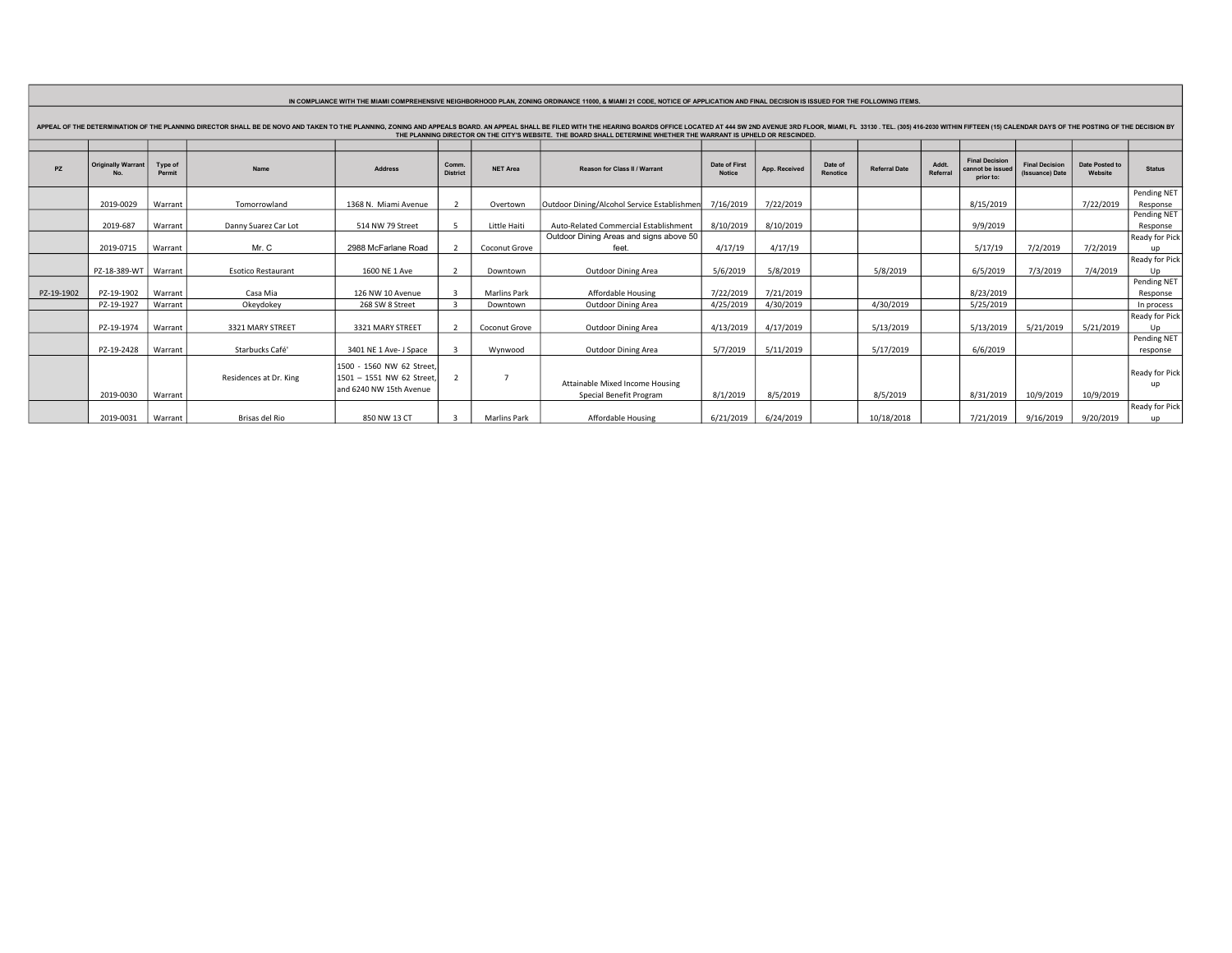IN COMPLIANCE WITH THE MIAMI COMPREHENSIVE NEIGHBORHOOD PLAN, ZONING ORDINANCE 11000, & MIAMI 21 CODE, NOTICE OF APPLICATION AND FINAL DECISION IS ISSUED FOR THE FOLLOWING ITEMS.

APPEAL OF THE DETERMINATION OF THE PLANNING DIRECTOR SHALL BE DE NOVO AND TAKEN TO THE PLANNING, ZONING AND APPEALS BOARD. AN APPEAL SHALL BE FILED WITH THE HEARING BOARDS OFFICE LOCATED AT 444 SW 2ND AVENUE 3RD FLOOR, MIAMI, FL 33130 . TEL. (305) 416-2030 WITHIN FIFTEEN (15) CALENDAR DAYS OF THE POSTING OF THE DECISION BY THE PLANNING DIRECTOR ON THE CITY'S WEBSITE. THE BOARD SHALL DETERMINE WHETHER THE WARRANT IS UPHELD OR RESCINDED.

| PZ | Originally Warrant No. | Type of Permit | Name | Address | Comm. District | NET Area | Reason for Class II / Warrant | Date of First Notice | App. Received | Date of Renotice | Referral Date | Addt. Referral | Final Decision cannot be issued prior to: | Final Decision (Issuance) Date | Date Posted to Website | Status |
|---|---|---|---|---|---|---|---|---|---|---|---|---|---|---|---|---|
| | 2019-0029 | Warrant | Tomorrowland | 1368 N. Miami Avenue | 2 | Overtown | Outdoor Dining/Alcohol Service Establishmen | 7/16/2019 | 7/22/2019 | | | | 8/15/2019 | | 7/22/2019 | Pending NET Response |
| | 2019-687 | Warrant | Danny Suarez Car Lot | 514 NW 79 Street | 5 | Little Haiti | Auto-Related Commercial Establishment | 8/10/2019 | 8/10/2019 | | | | 9/9/2019 | | | Pending NET Response |
| | 2019-0715 | Warrant | Mr. C | 2988 McFarlane Road | 2 | Coconut Grove | Outdoor Dining Areas and signs above 50 feet. | 4/17/19 | 4/17/19 | | | | 5/17/19 | 7/2/2019 | 7/2/2019 | Ready for Pick up |
| | PZ-18-389-WT | Warrant | Esotico Restaurant | 1600 NE 1 Ave | 2 | Downtown | Outdoor Dining Area | 5/6/2019 | 5/8/2019 | | 5/8/2019 | | 6/5/2019 | 7/3/2019 | 7/4/2019 | Ready for Pick Up |
| PZ-19-1902 | PZ-19-1902 | Warrant | Casa Mia | 126 NW 10 Avenue | 3 | Marlins Park | Affordable Housing | 7/22/2019 | 7/21/2019 | | | | 8/23/2019 | | | Pending NET Response |
| | PZ-19-1927 | Warrant | Okeydokey | 268 SW 8 Street | 3 | Downtown | Outdoor Dining Area | 4/25/2019 | 4/30/2019 | | 4/30/2019 | | 5/25/2019 | | | In process |
| | PZ-19-1974 | Warrant | 3321 MARY STREET | 3321 MARY STREET | 2 | Coconut Grove | Outdoor Dining Area | 4/13/2019 | 4/17/2019 | | 5/13/2019 | | 5/13/2019 | 5/21/2019 | 5/21/2019 | Ready for Pick Up |
| | PZ-19-2428 | Warrant | Starbucks Café' | 3401 NE 1 Ave- J Space | 3 | Wynwood | Outdoor Dining Area | 5/7/2019 | 5/11/2019 | | 5/17/2019 | | 6/6/2019 | | | Pending NET response |
| | 2019-0030 | Warrant | Residences at Dr. King | 1500 - 1560 NW 62 Street, 1501 – 1551 NW 62 Street, and 6240 NW 15th Avenue | 2 | 7 | Attainable Mixed Income Housing Special Benefit Program | 8/1/2019 | 8/5/2019 | | 8/5/2019 | | 8/31/2019 | 10/9/2019 | 10/9/2019 | Ready for Pick up |
| | 2019-0031 | Warrant | Brisas del Rio | 850 NW 13 CT | 3 | Marlins Park | Affordable Housing | 6/21/2019 | 6/24/2019 | | 10/18/2018 | | 7/21/2019 | 9/16/2019 | 9/20/2019 | Ready for Pick up |